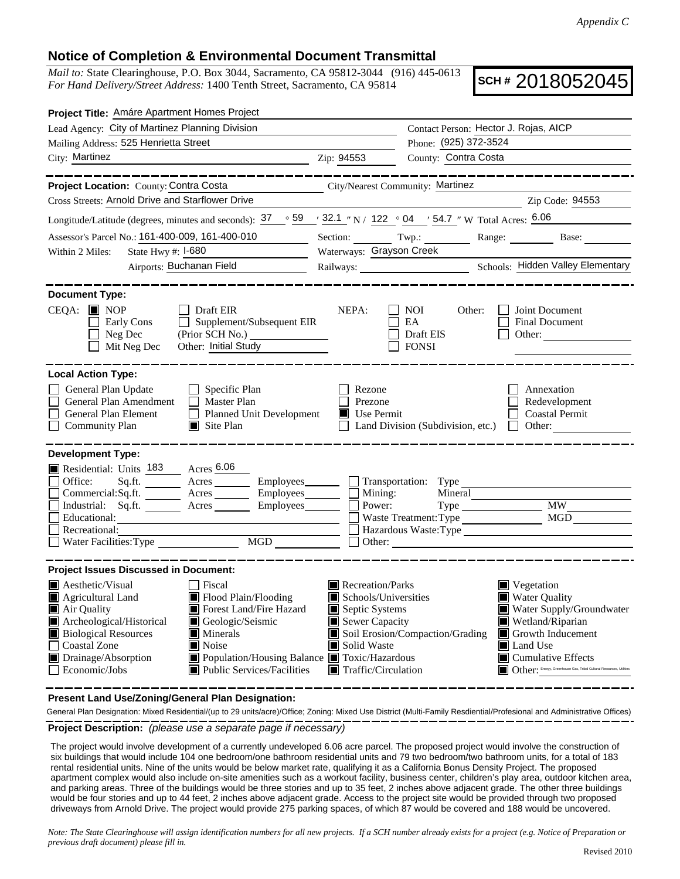*Appendix C*

## Notice of Completion & Environmental Document Transmittal

*Mail to:* State Clearinghouse, P.O. Box 3044, Sacramento, CA 95812-3044 (916) 445-0613
*For Hand Delivery/Street Address:* 1400 Tenth Street, Sacramento, CA 95814

**SCH #** 2018052045

**Project Title:** Amáre Apartment Homes Project

Lead Agency: City of Martinez Planning Division
Contact Person: Hector J. Rojas, AICP
Mailing Address: 525 Henrietta Street
Phone: (925) 372-3524
City: Martinez
Zip: 94553
County: Contra Costa

**Project Location:** County: Contra Costa
City/Nearest Community: Martinez
Cross Streets: Arnold Drive and Starflower Drive
Zip Code: 94553
Longitude/Latitude (degrees, minutes and seconds): 37 ° 59 ′ 32.1 ″ N / 122 ° 04 ′ 54.7 ″ W Total Acres: 6.06
Assessor's Parcel No.: 161-400-009, 161-400-010
Section: Twp.: Range: Base:
Within 2 Miles: State Hwy #: I-680
Waterways: Grayson Creek
Airports: Buchanan Field
Railways:
Schools: Hidden Valley Elementary

**Document Type:**

CEQA: ■ NOP ☐ Draft EIR ☐ Early Cons ☐ Supplement/Subsequent EIR ☐ Neg Dec (Prior SCH No.) ☐ Mit Neg Dec Other: Initial Study

NEPA: ☐ NOI ☐ EA ☐ Draft EIS ☐ FONSI

Other: ☐ Joint Document ☐ Final Document ☐ Other:

**Local Action Type:**

☐ General Plan Update ☐ Specific Plan ☐ Rezone ☐ Annexation
☐ General Plan Amendment ☐ Master Plan ☐ Prezone ☐ Redevelopment
☐ General Plan Element ☐ Planned Unit Development ■ Use Permit ☐ Coastal Permit
☐ Community Plan ■ Site Plan ☐ Land Division (Subdivision, etc.) ☐ Other:

**Development Type:**

■ Residential: Units 183 Acres 6.06
☐ Office: Sq.ft. Acres Employees
☐ Commercial: Sq.ft. Acres Employees
☐ Industrial: Sq.ft. Acres Employees
☐ Educational:
☐ Recreational:
☐ Water Facilities: Type MGD
☐ Transportation: Type
☐ Mining: Mineral
☐ Power: Type MW
☐ Waste Treatment: Type MGD
☐ Hazardous Waste: Type
☐ Other:

**Project Issues Discussed in Document:**

■ Aesthetic/Visual ☐ Fiscal ■ Recreation/Parks ■ Vegetation
■ Agricultural Land ■ Flood Plain/Flooding ■ Schools/Universities ■ Water Quality
■ Air Quality ■ Forest Land/Fire Hazard ■ Septic Systems ■ Water Supply/Groundwater
■ Archeological/Historical ■ Geologic/Seismic ■ Sewer Capacity ■ Wetland/Riparian
■ Biological Resources ■ Minerals ■ Soil Erosion/Compaction/Grading ■ Growth Inducement
☐ Coastal Zone ■ Noise ■ Solid Waste ■ Land Use
■ Drainage/Absorption ■ Population/Housing Balance ■ Toxic/Hazardous ■ Cumulative Effects
☐ Economic/Jobs ■ Public Services/Facilities ■ Traffic/Circulation ■ Other: Energy, Greenhouse Gas, Tribal Cultural Resources, Utilities

**Present Land Use/Zoning/General Plan Designation:**

General Plan Designation: Mixed Residential/(up to 29 units/acre)/Office; Zoning: Mixed Use District (Multi-Family Resdiential/Profesional and Administrative Offices)

**Project Description:** *(please use a separate page if necessary)*

The project would involve development of a currently undeveloped 6.06 acre parcel. The proposed project would involve the construction of six buildings that would include 104 one bedroom/one bathroom residential units and 79 two bedroom/two bathroom units, for a total of 183 rental residential units. Nine of the units would be below market rate, qualifying it as a California Bonus Density Project. The proposed apartment complex would also include on-site amenities such as a workout facility, business center, children's play area, outdoor kitchen area, and parking areas. Three of the buildings would be three stories and up to 35 feet, 2 inches above adjacent grade. The other three buildings would be four stories and up to 44 feet, 2 inches above adjacent grade. Access to the project site would be provided through two proposed driveways from Arnold Drive. The project would provide 275 parking spaces, of which 87 would be covered and 188 would be uncovered.

*Note: The State Clearinghouse will assign identification numbers for all new projects. If a SCH number already exists for a project (e.g. Notice of Preparation or previous draft document) please fill in.*

Revised 2010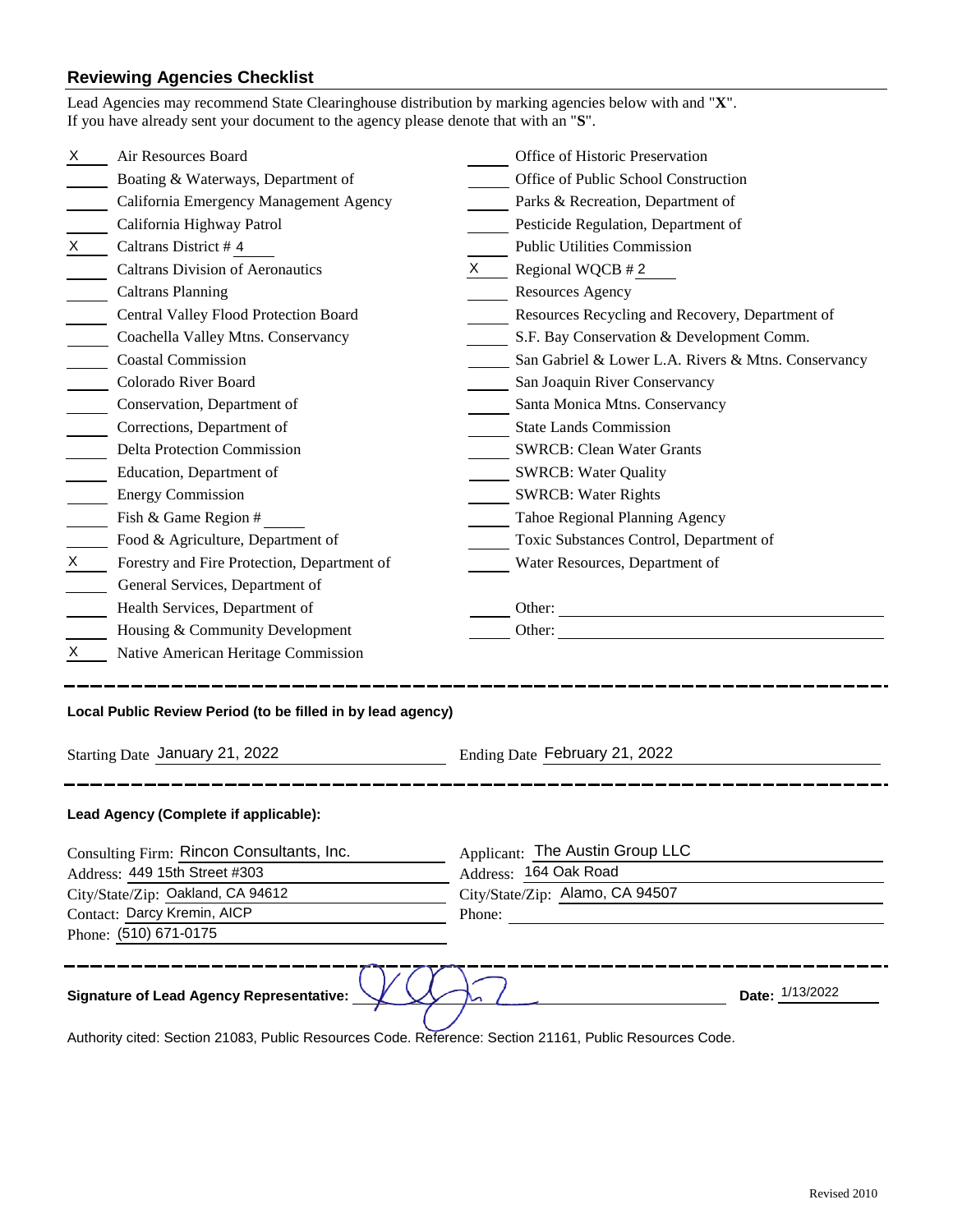## Reviewing Agencies Checklist

Lead Agencies may recommend State Clearinghouse distribution by marking agencies below with and "**X**".
If you have already sent your document to the agency please denote that with an "**S**".

| | | | |
|---|---|---|---|
| X | Air Resources Board | | Office of Historic Preservation |
| | Boating & Waterways, Department of | | Office of Public School Construction |
| | California Emergency Management Agency | | Parks & Recreation, Department of |
| | California Highway Patrol | | Pesticide Regulation, Department of |
| X | Caltrans District # 4 | | Public Utilities Commission |
| | Caltrans Division of Aeronautics | X | Regional WQCB # 2 |
| | Caltrans Planning | | Resources Agency |
| | Central Valley Flood Protection Board | | Resources Recycling and Recovery, Department of |
| | Coachella Valley Mtns. Conservancy | | S.F. Bay Conservation & Development Comm. |
| | Coastal Commission | | San Gabriel & Lower L.A. Rivers & Mtns. Conservancy |
| | Colorado River Board | | San Joaquin River Conservancy |
| | Conservation, Department of | | Santa Monica Mtns. Conservancy |
| | Corrections, Department of | | State Lands Commission |
| | Delta Protection Commission | | SWRCB: Clean Water Grants |
| | Education, Department of | | SWRCB: Water Quality |
| | Energy Commission | | SWRCB: Water Rights |
| | Fish & Game Region # | | Tahoe Regional Planning Agency |
| | Food & Agriculture, Department of | | Toxic Substances Control, Department of |
| X | Forestry and Fire Protection, Department of | | Water Resources, Department of |
| | General Services, Department of | | |
| | Health Services, Department of | | Other: |
| | Housing & Community Development | | Other: |
| X | Native American Heritage Commission | | |

---

**Local Public Review Period (to be filled in by lead agency)**

Starting Date January 21, 2022 Ending Date February 21, 2022

---

**Lead Agency (Complete if applicable):**

Consulting Firm: Rincon Consultants, Inc.
Address: 449 15th Street #303
City/State/Zip: Oakland, CA 94612
Contact: Darcy Kremin, AICP
Phone: (510) 671-0175

Applicant: The Austin Group LLC
Address: 164 Oak Road
City/State/Zip: Alamo, CA 94507
Phone:

---

**Signature of Lead Agency Representative:** [signature] **Date:** 1/13/2022

Authority cited: Section 21083, Public Resources Code. Reference: Section 21161, Public Resources Code.

Revised 2010